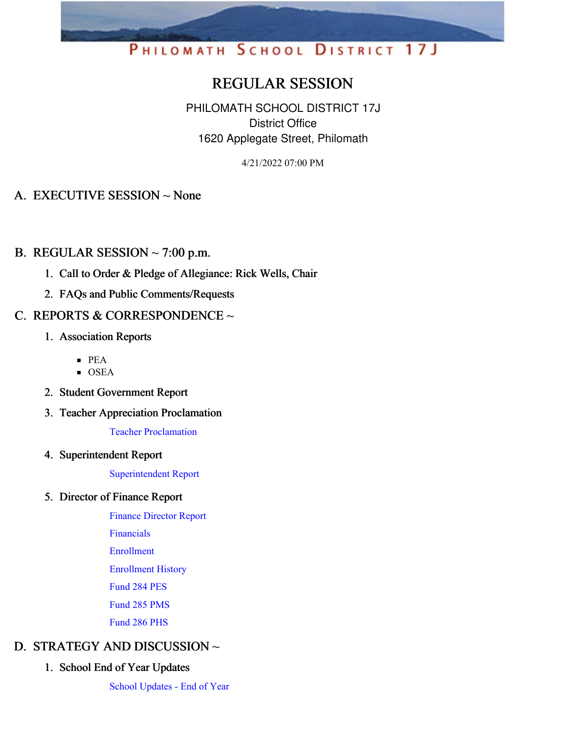PHILOMATH SCHOOL DISTRICT 17J

# REGULAR SESSION

PHILOMATH SCHOOL DISTRICT 17J
District Office
1620 Applegate Street, Philomath

4/21/2022 07:00 PM

## A. EXECUTIVE SESSION ~ None

## B. REGULAR SESSION ~ 7:00 p.m.

1. Call to Order & Pledge of Allegiance: Rick Wells, Chair
2. FAQs and Public Comments/Requests

## C. REPORTS & CORRESPONDENCE ~

1. Association Reports
   - PEA
   - OSEA
2. Student Government Report
3. Teacher Appreciation Proclamation

   Teacher Proclamation

4. Superintendent Report

   Superintendent Report

5. Director of Finance Report

   Finance Director Report

   Financials

   Enrollment

   Enrollment History

   Fund 284 PES

   Fund 285 PMS

   Fund 286 PHS

## D. STRATEGY AND DISCUSSION ~

1. School End of Year Updates

   School Updates - End of Year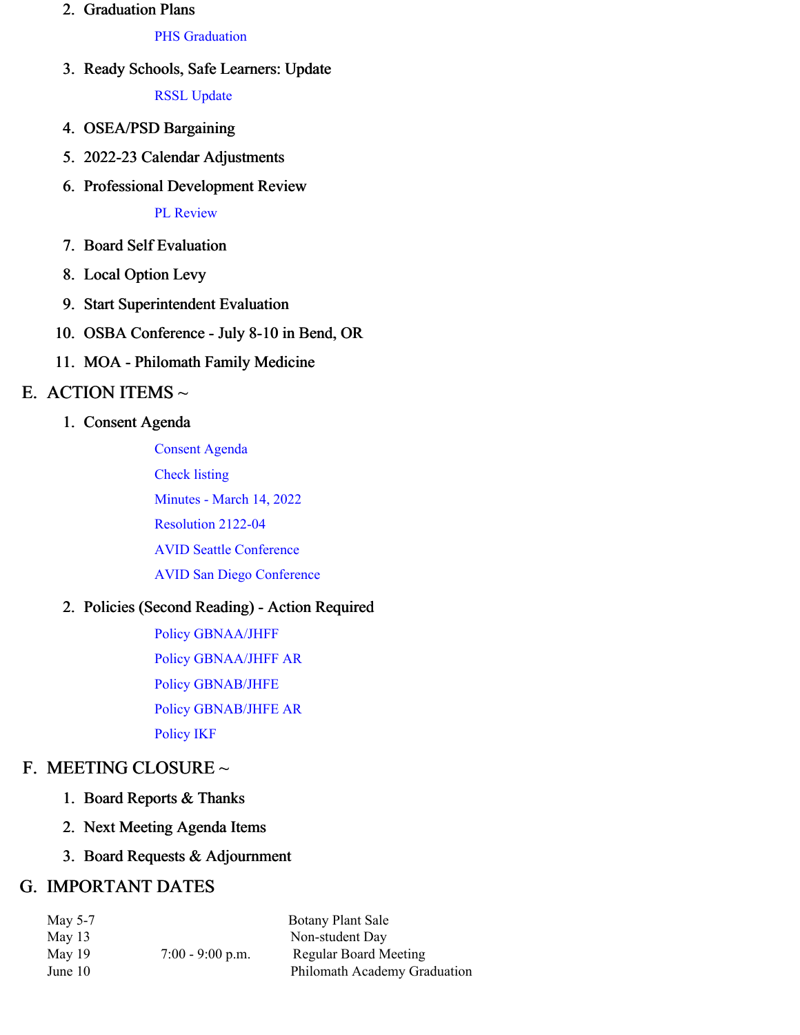2. Graduation Plans

    PHS Graduation

3. Ready Schools, Safe Learners: Update

    RSSL Update

4. OSEA/PSD Bargaining
5. 2022-23 Calendar Adjustments
6. Professional Development Review

    PL Review

7. Board Self Evaluation
8. Local Option Levy
9. Start Superintendent Evaluation
10. OSBA Conference - July 8-10 in Bend, OR
11. MOA - Philomath Family Medicine

## E. ACTION ITEMS ~

1. Consent Agenda

    Consent Agenda

    Check listing

    Minutes - March 14, 2022

    Resolution 2122-04

    AVID Seattle Conference

    AVID San Diego Conference

2. Policies (Second Reading) - Action Required

    Policy GBNAA/JHFF

    Policy GBNAA/JHFF AR

    Policy GBNAB/JHFE

    Policy GBNAB/JHFE AR

    Policy IKF

## F. MEETING CLOSURE ~

1. Board Reports & Thanks
2. Next Meeting Agenda Items
3. Board Requests & Adjournment

## G. IMPORTANT DATES

| | | |
|---|---|---|
| May 5-7 | | Botany Plant Sale |
| May 13 | | Non-student Day |
| May 19 | 7:00 - 9:00 p.m. | Regular Board Meeting |
| June 10 | | Philomath Academy Graduation |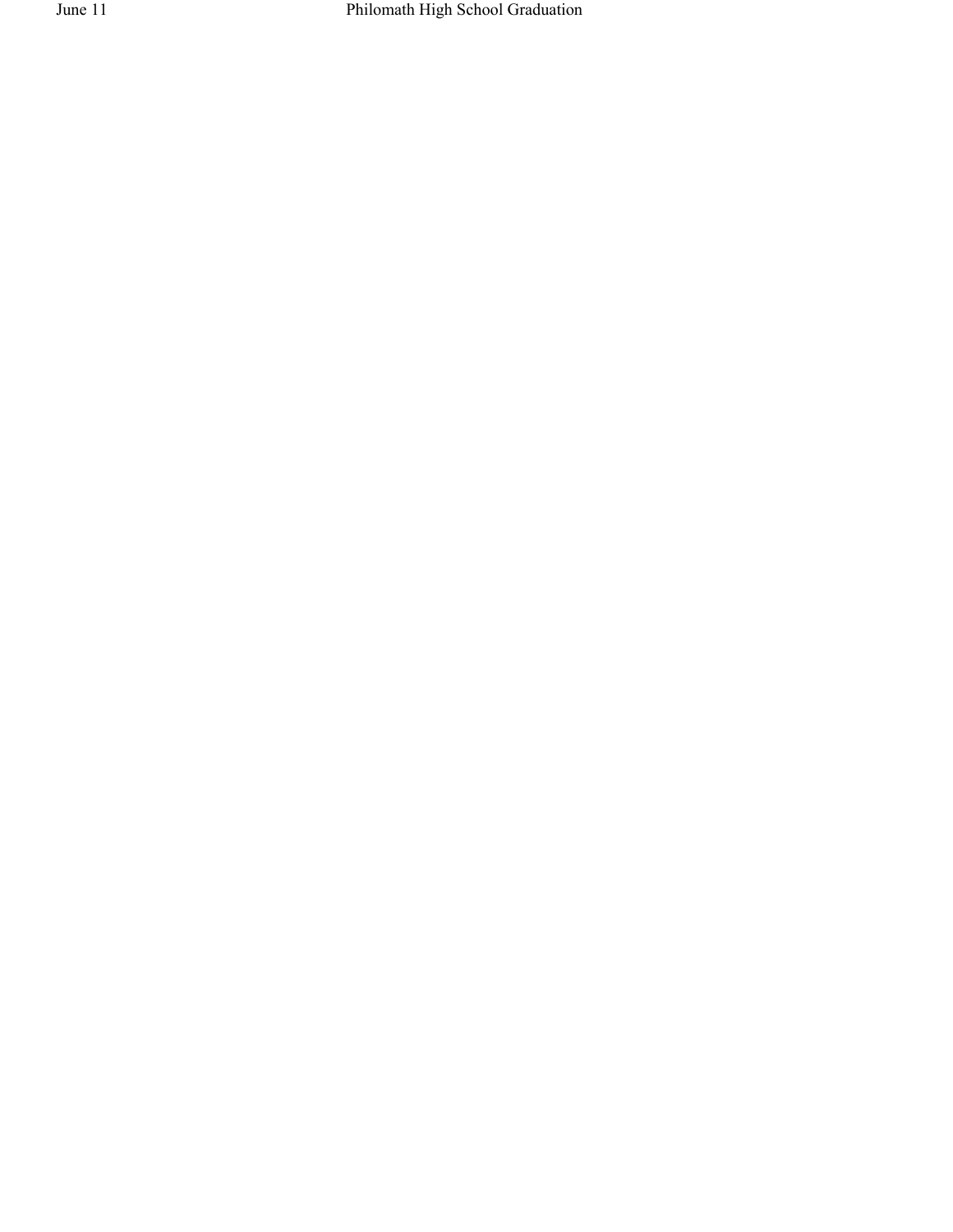June 11 Philomath High School Graduation